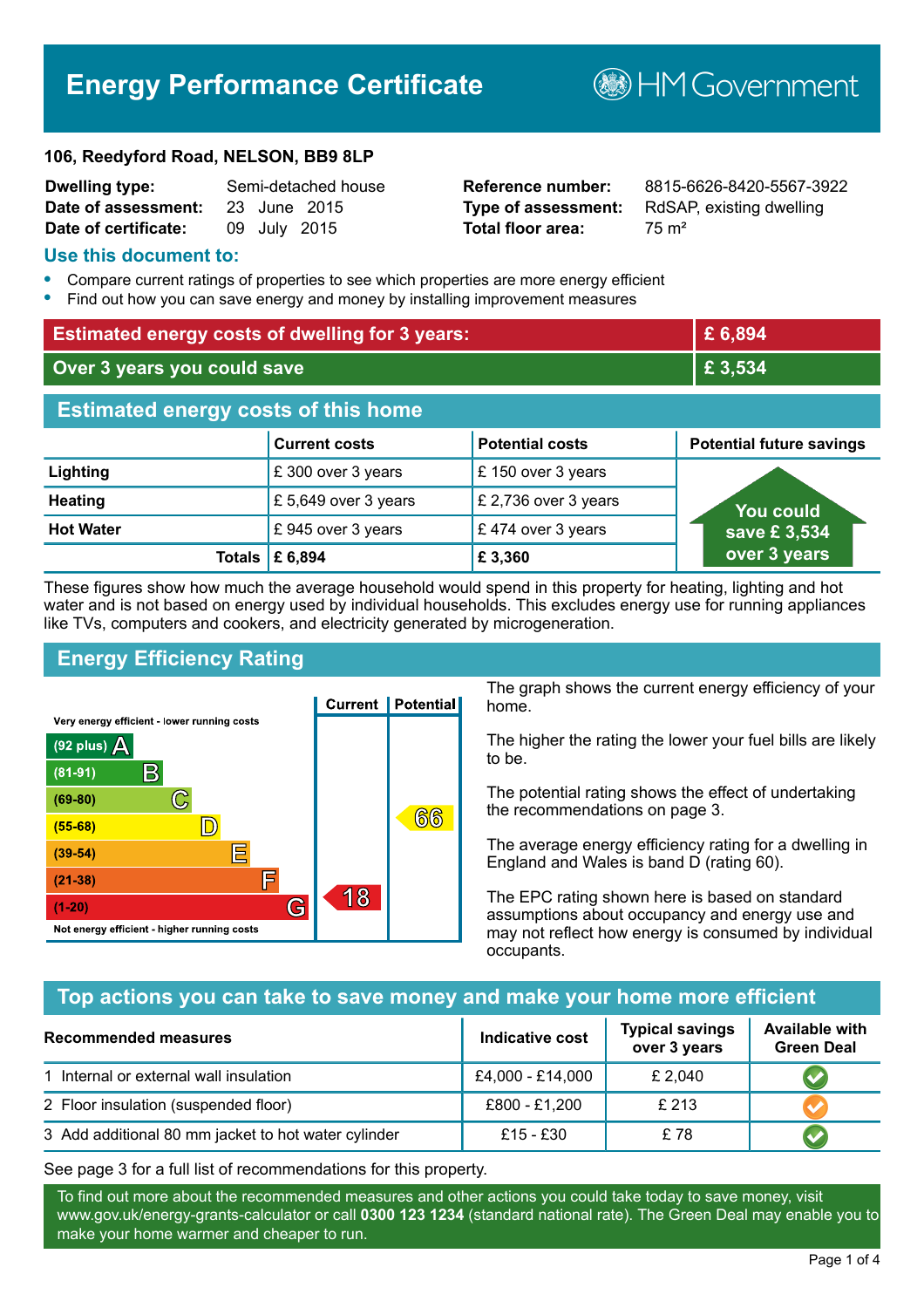# Energy Performance Certificate

HM Government

**106, Reedyford Road, NELSON, BB9 8LP**

| | | | |
|---|---|---|---|
| **Dwelling type:** | Semi-detached house | **Reference number:** | 8815-6626-8420-5567-3922 |
| **Date of assessment:** | 23 June 2015 | **Type of assessment:** | RdSAP, existing dwelling |
| **Date of certificate:** | 09 July 2015 | **Total floor area:** | 75 m² |

## Use this document to:

- Compare current ratings of properties to see which properties are more energy efficient
- Find out how you can save energy and money by installing improvement measures

| | |
|---|---|
| **Estimated energy costs of dwelling for 3 years:** | **£ 6,894** |
| **Over 3 years you could save** | **£ 3,534** |

## Estimated energy costs of this home

| | Current costs | Potential costs | Potential future savings |
|---|---|---|---|
| **Lighting** | £ 300 over 3 years | £ 150 over 3 years | You could save £ 3,534 over 3 years |
| **Heating** | £ 5,649 over 3 years | £ 2,736 over 3 years | |
| **Hot Water** | £ 945 over 3 years | £ 474 over 3 years | |
| **Totals** | **£ 6,894** | **£ 3,360** | |

These figures show how much the average household would spend in this property for heating, lighting and hot water and is not based on energy used by individual households. This excludes energy use for running appliances like TVs, computers and cookers, and electricity generated by microgeneration.

## Energy Efficiency Rating

| Rating band | Current | Potential |
|---|---|---|
| Very energy efficient - lower running costs | | |
| (92 plus) A | | |
| (81-91) B | | |
| (69-80) C | | |
| (55-68) D | | 66 |
| (39-54) E | | |
| (21-38) F | | |
| (1-20) G | 18 | |
| Not energy efficient - higher running costs | | |

The graph shows the current energy efficiency of your home.

The higher the rating the lower your fuel bills are likely to be.

The potential rating shows the effect of undertaking the recommendations on page 3.

The average energy efficiency rating for a dwelling in England and Wales is band D (rating 60).

The EPC rating shown here is based on standard assumptions about occupancy and energy use and may not reflect how energy is consumed by individual occupants.

## Top actions you can take to save money and make your home more efficient

| Recommended measures | Indicative cost | Typical savings over 3 years | Available with Green Deal |
|---|---|---|---|
| 1 Internal or external wall insulation | £4,000 - £14,000 | £ 2,040 | ✔ |
| 2 Floor insulation (suspended floor) | £800 - £1,200 | £ 213 | ✔ |
| 3 Add additional 80 mm jacket to hot water cylinder | £15 - £30 | £ 78 | ✔ |

See page 3 for a full list of recommendations for this property.

To find out more about the recommended measures and other actions you could take today to save money, visit www.gov.uk/energy-grants-calculator or call **0300 123 1234** (standard national rate). The Green Deal may enable you to make your home warmer and cheaper to run.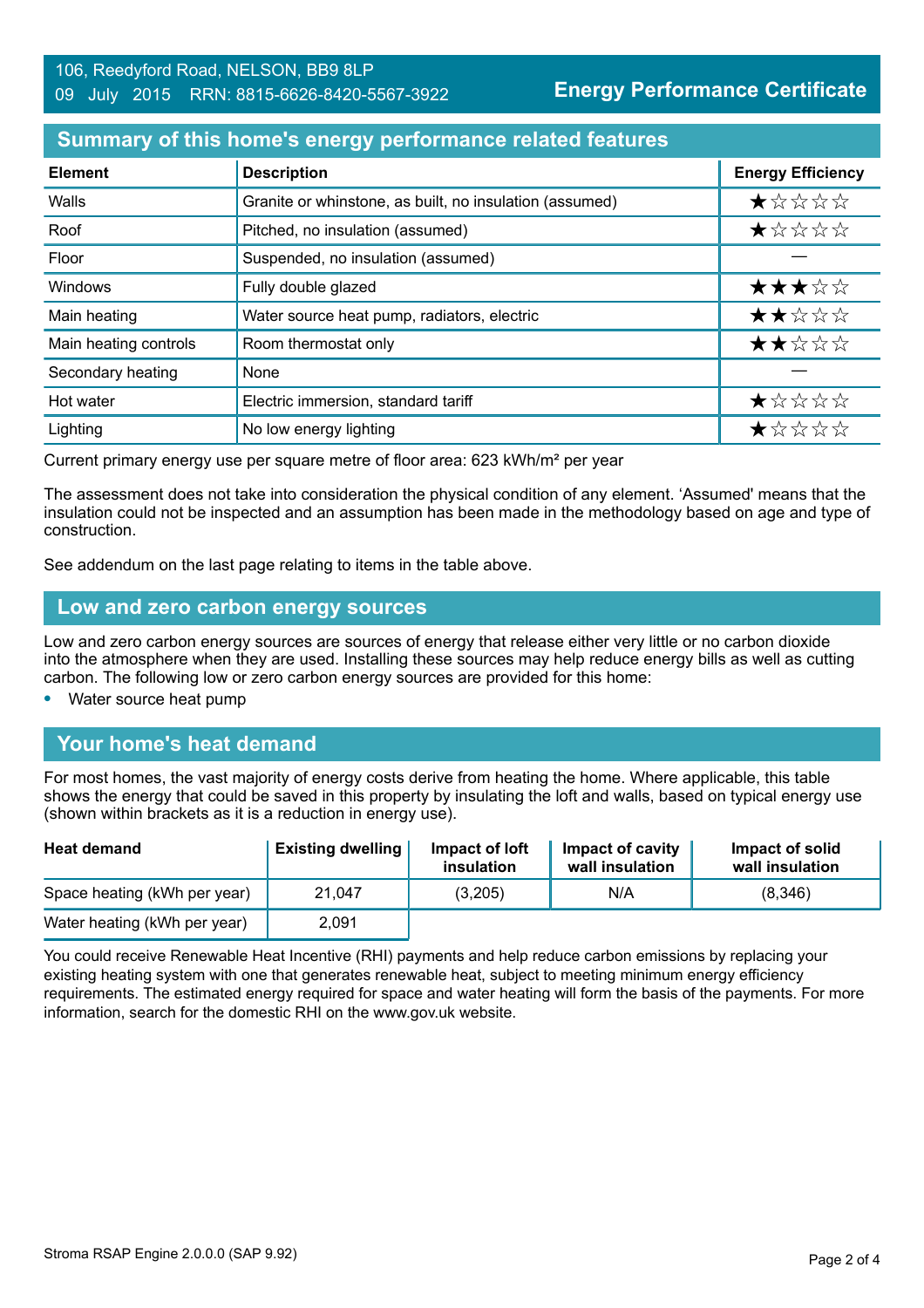106, Reedyford Road, NELSON, BB9 8LP
09 July 2015 RRN: 8815-6626-8420-5567-3922

**Energy Performance Certificate**

## Summary of this home's energy performance related features

| Element | Description | Energy Efficiency |
|---|---|---|
| Walls | Granite or whinstone, as built, no insulation (assumed) | ★☆☆☆☆ |
| Roof | Pitched, no insulation (assumed) | ★☆☆☆☆ |
| Floor | Suspended, no insulation (assumed) | — |
| Windows | Fully double glazed | ★★★☆☆ |
| Main heating | Water source heat pump, radiators, electric | ★★☆☆☆ |
| Main heating controls | Room thermostat only | ★★☆☆☆ |
| Secondary heating | None | — |
| Hot water | Electric immersion, standard tariff | ★☆☆☆☆ |
| Lighting | No low energy lighting | ★☆☆☆☆ |

Current primary energy use per square metre of floor area: 623 kWh/m² per year

The assessment does not take into consideration the physical condition of any element. 'Assumed' means that the insulation could not be inspected and an assumption has been made in the methodology based on age and type of construction.

See addendum on the last page relating to items in the table above.

## Low and zero carbon energy sources

Low and zero carbon energy sources are sources of energy that release either very little or no carbon dioxide into the atmosphere when they are used. Installing these sources may help reduce energy bills as well as cutting carbon. The following low or zero carbon energy sources are provided for this home:

- Water source heat pump

## Your home's heat demand

For most homes, the vast majority of energy costs derive from heating the home. Where applicable, this table shows the energy that could be saved in this property by insulating the loft and walls, based on typical energy use (shown within brackets as it is a reduction in energy use).

| Heat demand | Existing dwelling | Impact of loft insulation | Impact of cavity wall insulation | Impact of solid wall insulation |
|---|---|---|---|---|
| Space heating (kWh per year) | 21,047 | (3,205) | N/A | (8,346) |
| Water heating (kWh per year) | 2,091 | | | |

You could receive Renewable Heat Incentive (RHI) payments and help reduce carbon emissions by replacing your existing heating system with one that generates renewable heat, subject to meeting minimum energy efficiency requirements. The estimated energy required for space and water heating will form the basis of the payments. For more information, search for the domestic RHI on the www.gov.uk website.

Stroma RSAP Engine 2.0.0.0 (SAP 9.92)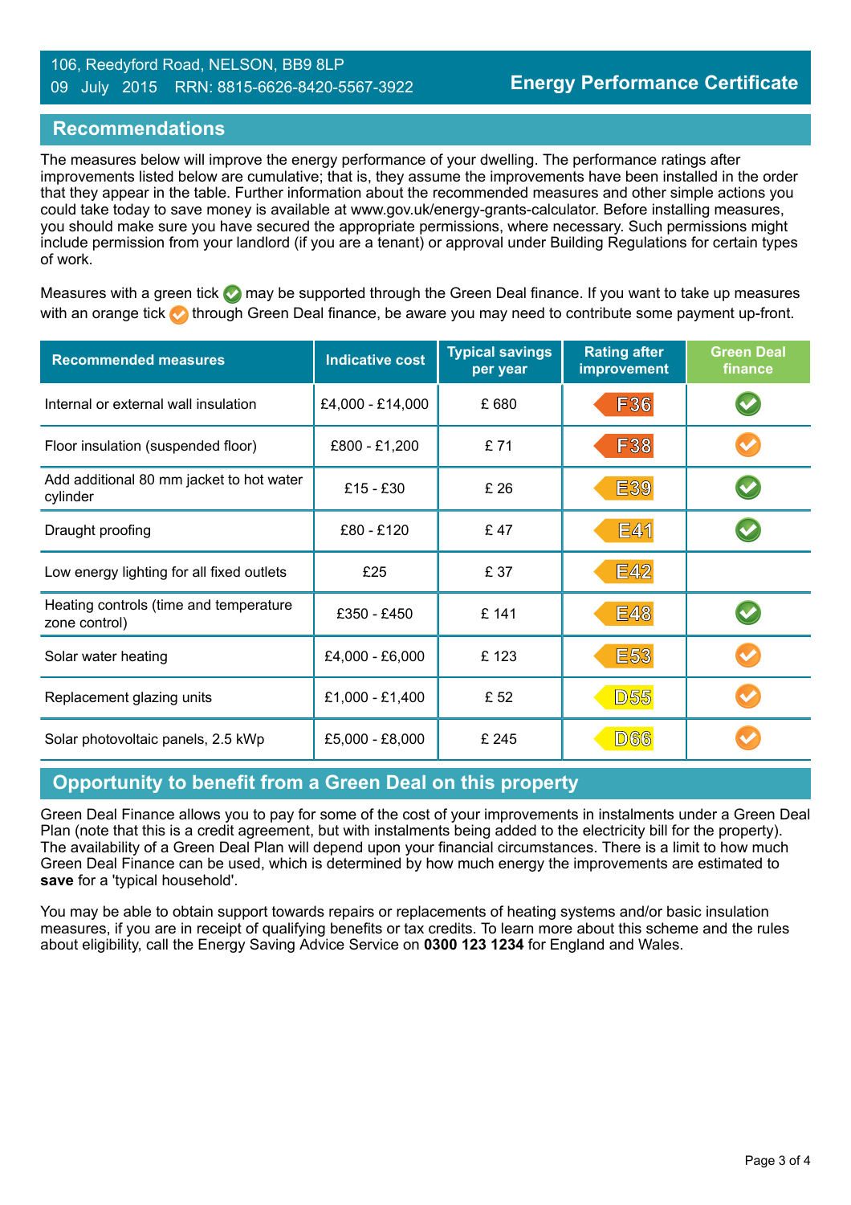106, Reedyford Road, NELSON, BB9 8LP
09 July 2015 RRN: 8815-6626-8420-5567-3922

**Energy Performance Certificate**

## Recommendations

The measures below will improve the energy performance of your dwelling. The performance ratings after improvements listed below are cumulative; that is, they assume the improvements have been installed in the order that they appear in the table. Further information about the recommended measures and other simple actions you could take today to save money is available at www.gov.uk/energy-grants-calculator. Before installing measures, you should make sure you have secured the appropriate permissions, where necessary. Such permissions might include permission from your landlord (if you are a tenant) or approval under Building Regulations for certain types of work.

Measures with a green tick ✅ may be supported through the Green Deal finance. If you want to take up measures with an orange tick ✅ through Green Deal finance, be aware you may need to contribute some payment up-front.

| Recommended measures | Indicative cost | Typical savings per year | Rating after improvement | Green Deal finance |
|---|---|---|---|---|
| Internal or external wall insulation | £4,000 - £14,000 | £ 680 | F36 | Green tick |
| Floor insulation (suspended floor) | £800 - £1,200 | £ 71 | F38 | Orange tick |
| Add additional 80 mm jacket to hot water cylinder | £15 - £30 | £ 26 | E39 | Green tick |
| Draught proofing | £80 - £120 | £ 47 | E41 | Green tick |
| Low energy lighting for all fixed outlets | £25 | £ 37 | E42 | |
| Heating controls (time and temperature zone control) | £350 - £450 | £ 141 | E48 | Green tick |
| Solar water heating | £4,000 - £6,000 | £ 123 | E53 | Orange tick |
| Replacement glazing units | £1,000 - £1,400 | £ 52 | D55 | Orange tick |
| Solar photovoltaic panels, 2.5 kWp | £5,000 - £8,000 | £ 245 | D66 | Orange tick |

## Opportunity to benefit from a Green Deal on this property

Green Deal Finance allows you to pay for some of the cost of your improvements in instalments under a Green Deal Plan (note that this is a credit agreement, but with instalments being added to the electricity bill for the property). The availability of a Green Deal Plan will depend upon your financial circumstances. There is a limit to how much Green Deal Finance can be used, which is determined by how much energy the improvements are estimated to **save** for a 'typical household'.

You may be able to obtain support towards repairs or replacements of heating systems and/or basic insulation measures, if you are in receipt of qualifying benefits or tax credits. To learn more about this scheme and the rules about eligibility, call the Energy Saving Advice Service on **0300 123 1234** for England and Wales.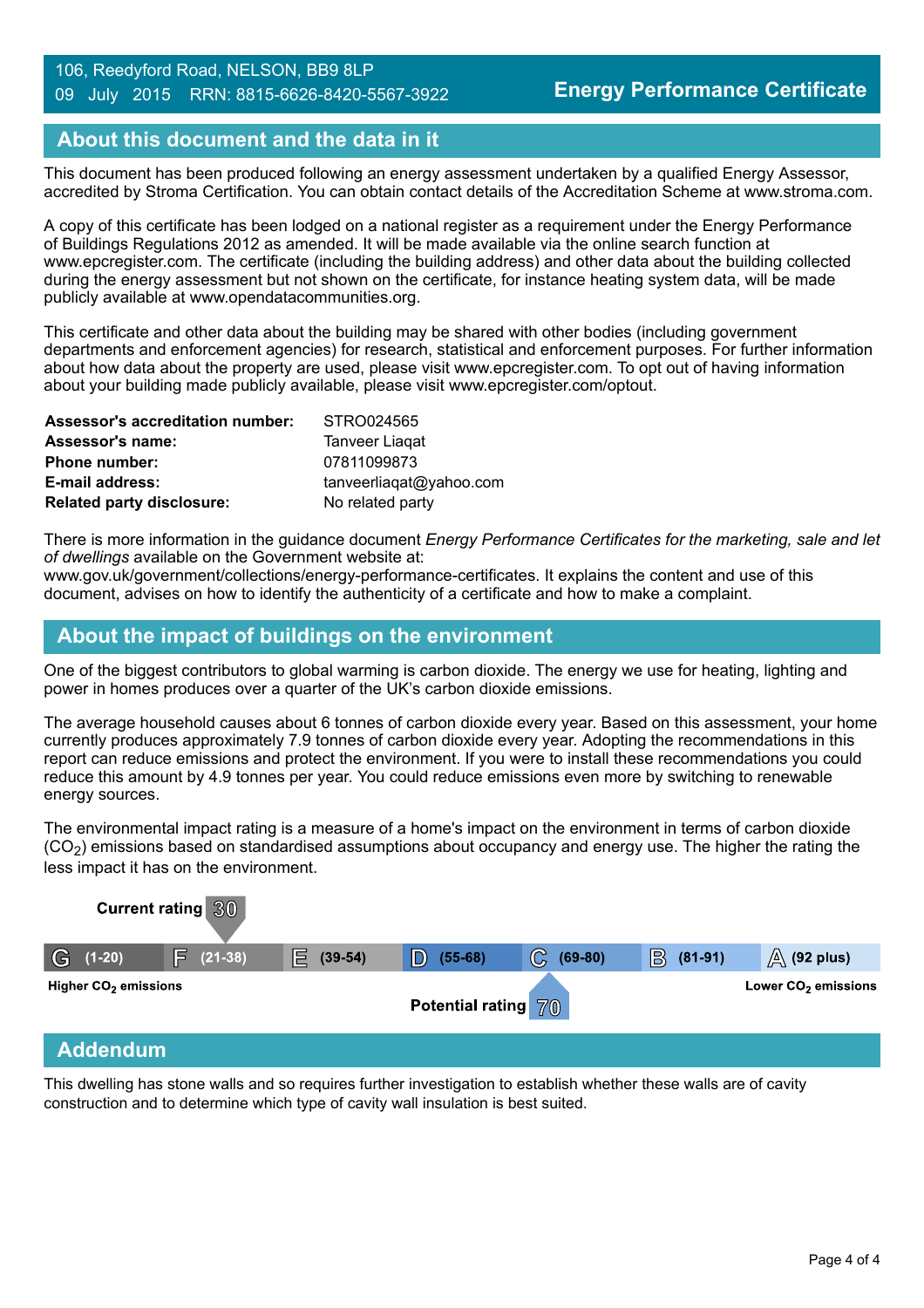106, Reedyford Road, NELSON, BB9 8LP
09 July 2015 RRN: 8815-6626-8420-5567-3922

**Energy Performance Certificate**

## About this document and the data in it

This document has been produced following an energy assessment undertaken by a qualified Energy Assessor, accredited by Stroma Certification. You can obtain contact details of the Accreditation Scheme at www.stroma.com.

A copy of this certificate has been lodged on a national register as a requirement under the Energy Performance of Buildings Regulations 2012 as amended. It will be made available via the online search function at www.epcregister.com. The certificate (including the building address) and other data about the building collected during the energy assessment but not shown on the certificate, for instance heating system data, will be made publicly available at www.opendatacommunities.org.

This certificate and other data about the building may be shared with other bodies (including government departments and enforcement agencies) for research, statistical and enforcement purposes. For further information about how data about the property are used, please visit www.epcregister.com. To opt out of having information about your building made publicly available, please visit www.epcregister.com/optout.

| | |
|---|---|
| **Assessor's accreditation number:** | STRO024565 |
| **Assessor's name:** | Tanveer Liaqat |
| **Phone number:** | 07811099873 |
| **E-mail address:** | tanveerliaqat@yahoo.com |
| **Related party disclosure:** | No related party |

There is more information in the guidance document *Energy Performance Certificates for the marketing, sale and let of dwellings* available on the Government website at: www.gov.uk/government/collections/energy-performance-certificates. It explains the content and use of this document, advises on how to identify the authenticity of a certificate and how to make a complaint.

## About the impact of buildings on the environment

One of the biggest contributors to global warming is carbon dioxide. The energy we use for heating, lighting and power in homes produces over a quarter of the UK's carbon dioxide emissions.

The average household causes about 6 tonnes of carbon dioxide every year. Based on this assessment, your home currently produces approximately 7.9 tonnes of carbon dioxide every year. Adopting the recommendations in this report can reduce emissions and protect the environment. If you were to install these recommendations you could reduce this amount by 4.9 tonnes per year. You could reduce emissions even more by switching to renewable energy sources.

The environmental impact rating is a measure of a home's impact on the environment in terms of carbon dioxide ($CO_2$) emissions based on standardised assumptions about occupancy and energy use. The higher the rating the less impact it has on the environment.

Current rating 30

G (1-20)
F (21-38)
E (39-54)
D (55-68)
C (69-80)
B (81-91)
A (92 plus)

Higher $CO_2$ emissions
Lower $CO_2$ emissions

Potential rating 70

## Addendum

This dwelling has stone walls and so requires further investigation to establish whether these walls are of cavity construction and to determine which type of cavity wall insulation is best suited.